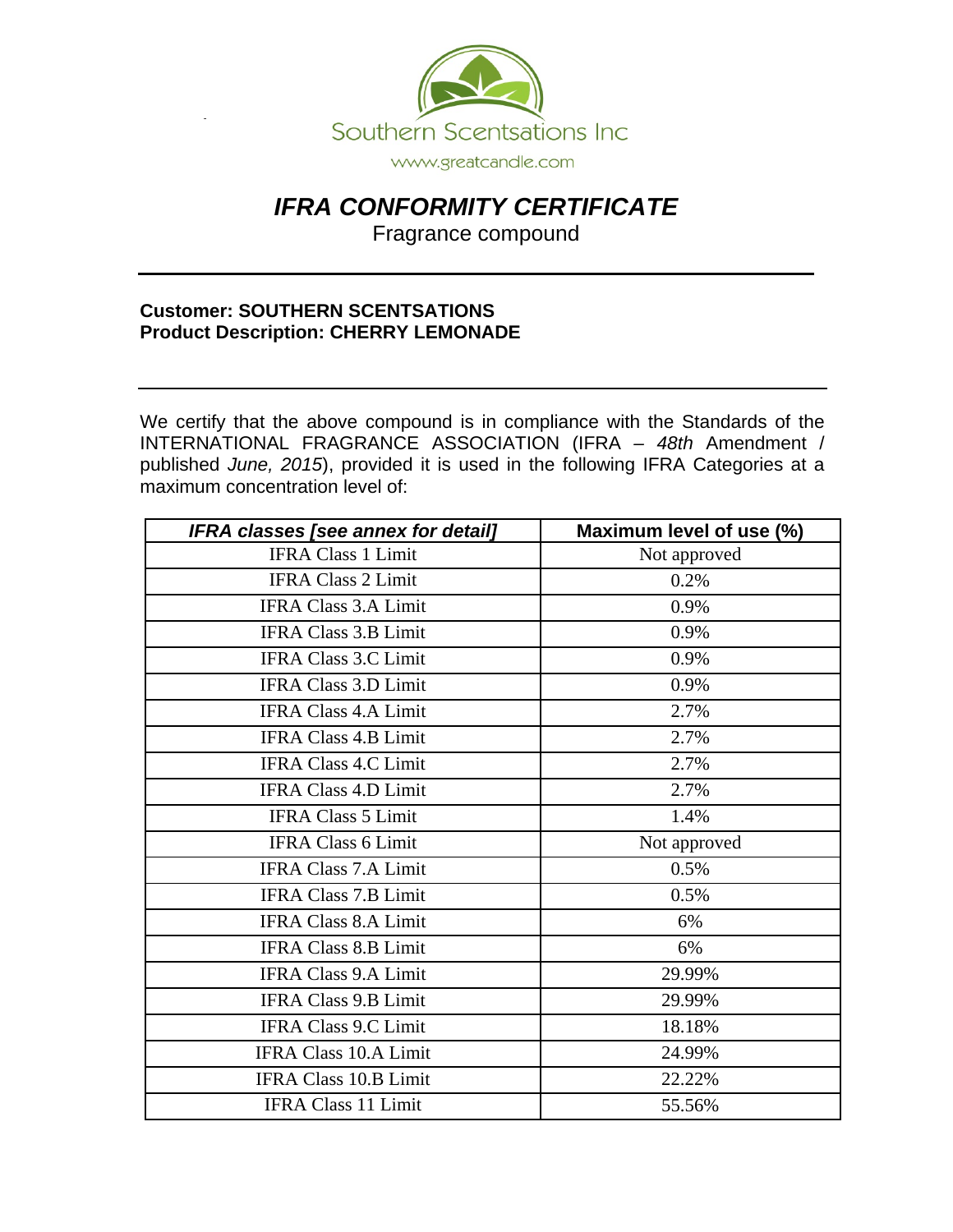Southern Scentsations Inc

www.greatcandle.com

# *IFRA CONFORMITY CERTIFICATE*

Fragrance compound

**Customer: SOUTHERN SCENTSATIONS**
**Product Description: CHERRY LEMONADE**

We certify that the above compound is in compliance with the Standards of the INTERNATIONAL FRAGRANCE ASSOCIATION (IFRA – *48th* Amendment / published *June, 2015*), provided it is used in the following IFRA Categories at a maximum concentration level of:

| ***IFRA classes [see annex for detail]*** | **Maximum level of use (%)** |
|---|---|
| IFRA Class 1 Limit | Not approved |
| IFRA Class 2 Limit | 0.2% |
| IFRA Class 3.A Limit | 0.9% |
| IFRA Class 3.B Limit | 0.9% |
| IFRA Class 3.C Limit | 0.9% |
| IFRA Class 3.D Limit | 0.9% |
| IFRA Class 4.A Limit | 2.7% |
| IFRA Class 4.B Limit | 2.7% |
| IFRA Class 4.C Limit | 2.7% |
| IFRA Class 4.D Limit | 2.7% |
| IFRA Class 5 Limit | 1.4% |
| IFRA Class 6 Limit | Not approved |
| IFRA Class 7.A Limit | 0.5% |
| IFRA Class 7.B Limit | 0.5% |
| IFRA Class 8.A Limit | 6% |
| IFRA Class 8.B Limit | 6% |
| IFRA Class 9.A Limit | 29.99% |
| IFRA Class 9.B Limit | 29.99% |
| IFRA Class 9.C Limit | 18.18% |
| IFRA Class 10.A Limit | 24.99% |
| IFRA Class 10.B Limit | 22.22% |
| IFRA Class 11 Limit | 55.56% |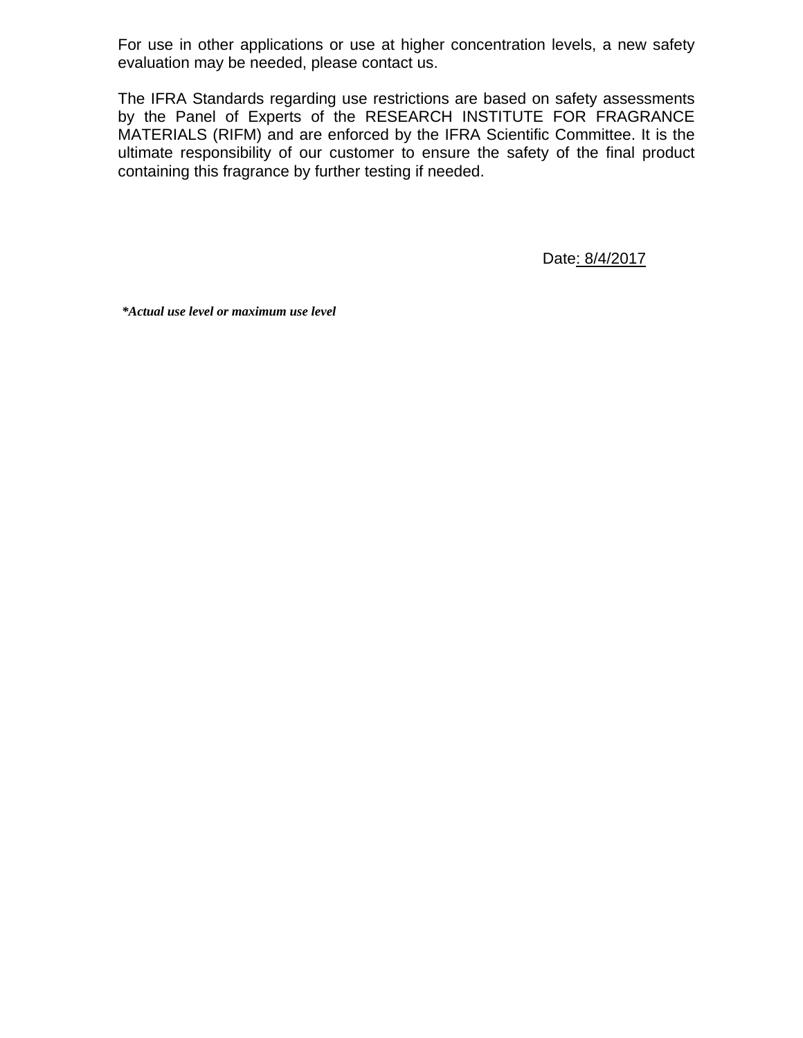For use in other applications or use at higher concentration levels, a new safety evaluation may be needed, please contact us.

The IFRA Standards regarding use restrictions are based on safety assessments by the Panel of Experts of the RESEARCH INSTITUTE FOR FRAGRANCE MATERIALS (RIFM) and are enforced by the IFRA Scientific Committee. It is the ultimate responsibility of our customer to ensure the safety of the final product containing this fragrance by further testing if needed.

Date: 8/4/2017

***Actual use level or maximum use level***